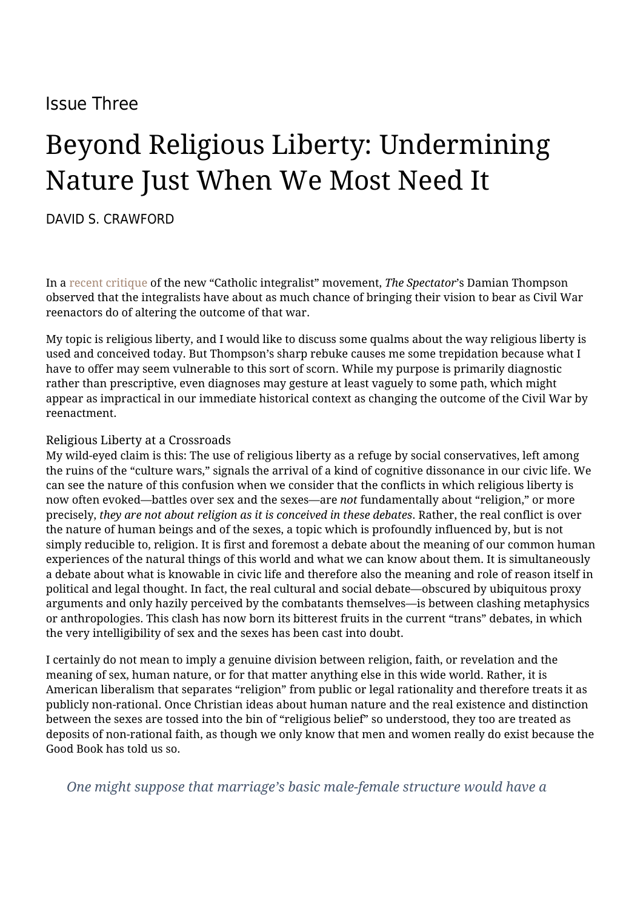Issue Three

# Beyond Religious Liberty: Undermining Nature Just When We Most Need It

DAVID S. CRAWFORD

In a recent critique of the new "Catholic integralist" movement, *The Spectator*'s Damian Thompson observed that the integralists have about as much chance of bringing their vision to bear as Civil War reenactors do of altering the outcome of that war.

My topic is religious liberty, and I would like to discuss some qualms about the way religious liberty is used and conceived today. But Thompson's sharp rebuke causes me some trepidation because what I have to offer may seem vulnerable to this sort of scorn. While my purpose is primarily diagnostic rather than prescriptive, even diagnoses may gesture at least vaguely to some path, which might appear as impractical in our immediate historical context as changing the outcome of the Civil War by reenactment.

## Religious Liberty at a Crossroads

My wild-eyed claim is this: The use of religious liberty as a refuge by social conservatives, left among the ruins of the "culture wars," signals the arrival of a kind of cognitive dissonance in our civic life. We can see the nature of this confusion when we consider that the conflicts in which religious liberty is now often evoked—battles over sex and the sexes—are *not* fundamentally about "religion," or more precisely, *they are not about religion as it is conceived in these debates*. Rather, the real conflict is over the nature of human beings and of the sexes, a topic which is profoundly influenced by, but is not simply reducible to, religion. It is first and foremost a debate about the meaning of our common human experiences of the natural things of this world and what we can know about them. It is simultaneously a debate about what is knowable in civic life and therefore also the meaning and role of reason itself in political and legal thought. In fact, the real cultural and social debate—obscured by ubiquitous proxy arguments and only hazily perceived by the combatants themselves—is between clashing metaphysics or anthropologies. This clash has now born its bitterest fruits in the current "trans" debates, in which the very intelligibility of sex and the sexes has been cast into doubt.

I certainly do not mean to imply a genuine division between religion, faith, or revelation and the meaning of sex, human nature, or for that matter anything else in this wide world. Rather, it is American liberalism that separates "religion" from public or legal rationality and therefore treats it as publicly non-rational. Once Christian ideas about human nature and the real existence and distinction between the sexes are tossed into the bin of "religious belief" so understood, they too are treated as deposits of non-rational faith, as though we only know that men and women really do exist because the Good Book has told us so.

> *One might suppose that marriage's basic male-female structure would have a*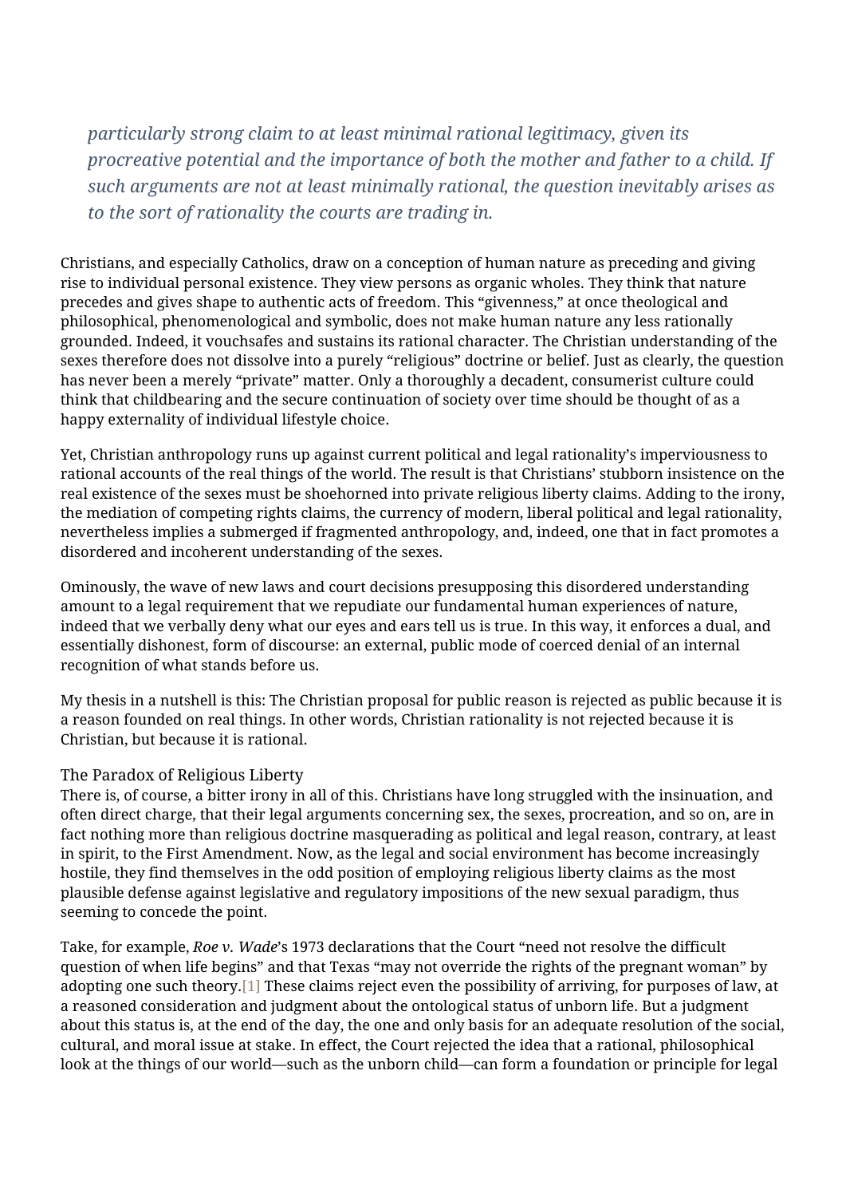*particularly strong claim to at least minimal rational legitimacy, given its procreative potential and the importance of both the mother and father to a child. If such arguments are not at least minimally rational, the question inevitably arises as to the sort of rationality the courts are trading in.*

Christians, and especially Catholics, draw on a conception of human nature as preceding and giving rise to individual personal existence. They view persons as organic wholes. They think that nature precedes and gives shape to authentic acts of freedom. This "givenness," at once theological and philosophical, phenomenological and symbolic, does not make human nature any less rationally grounded. Indeed, it vouchsafes and sustains its rational character. The Christian understanding of the sexes therefore does not dissolve into a purely "religious" doctrine or belief. Just as clearly, the question has never been a merely "private" matter. Only a thoroughly a decadent, consumerist culture could think that childbearing and the secure continuation of society over time should be thought of as a happy externality of individual lifestyle choice.

Yet, Christian anthropology runs up against current political and legal rationality's imperviousness to rational accounts of the real things of the world. The result is that Christians' stubborn insistence on the real existence of the sexes must be shoehorned into private religious liberty claims. Adding to the irony, the mediation of competing rights claims, the currency of modern, liberal political and legal rationality, nevertheless implies a submerged if fragmented anthropology, and, indeed, one that in fact promotes a disordered and incoherent understanding of the sexes.

Ominously, the wave of new laws and court decisions presupposing this disordered understanding amount to a legal requirement that we repudiate our fundamental human experiences of nature, indeed that we verbally deny what our eyes and ears tell us is true. In this way, it enforces a dual, and essentially dishonest, form of discourse: an external, public mode of coerced denial of an internal recognition of what stands before us.

My thesis in a nutshell is this: The Christian proposal for public reason is rejected as public because it is a reason founded on real things. In other words, Christian rationality is not rejected because it is Christian, but because it is rational.

## The Paradox of Religious Liberty

There is, of course, a bitter irony in all of this. Christians have long struggled with the insinuation, and often direct charge, that their legal arguments concerning sex, the sexes, procreation, and so on, are in fact nothing more than religious doctrine masquerading as political and legal reason, contrary, at least in spirit, to the First Amendment. Now, as the legal and social environment has become increasingly hostile, they find themselves in the odd position of employing religious liberty claims as the most plausible defense against legislative and regulatory impositions of the new sexual paradigm, thus seeming to concede the point.

Take, for example, *Roe v. Wade*'s 1973 declarations that the Court "need not resolve the difficult question of when life begins" and that Texas "may not override the rights of the pregnant woman" by adopting one such theory.[1] These claims reject even the possibility of arriving, for purposes of law, at a reasoned consideration and judgment about the ontological status of unborn life. But a judgment about this status is, at the end of the day, the one and only basis for an adequate resolution of the social, cultural, and moral issue at stake. In effect, the Court rejected the idea that a rational, philosophical look at the things of our world—such as the unborn child—can form a foundation or principle for legal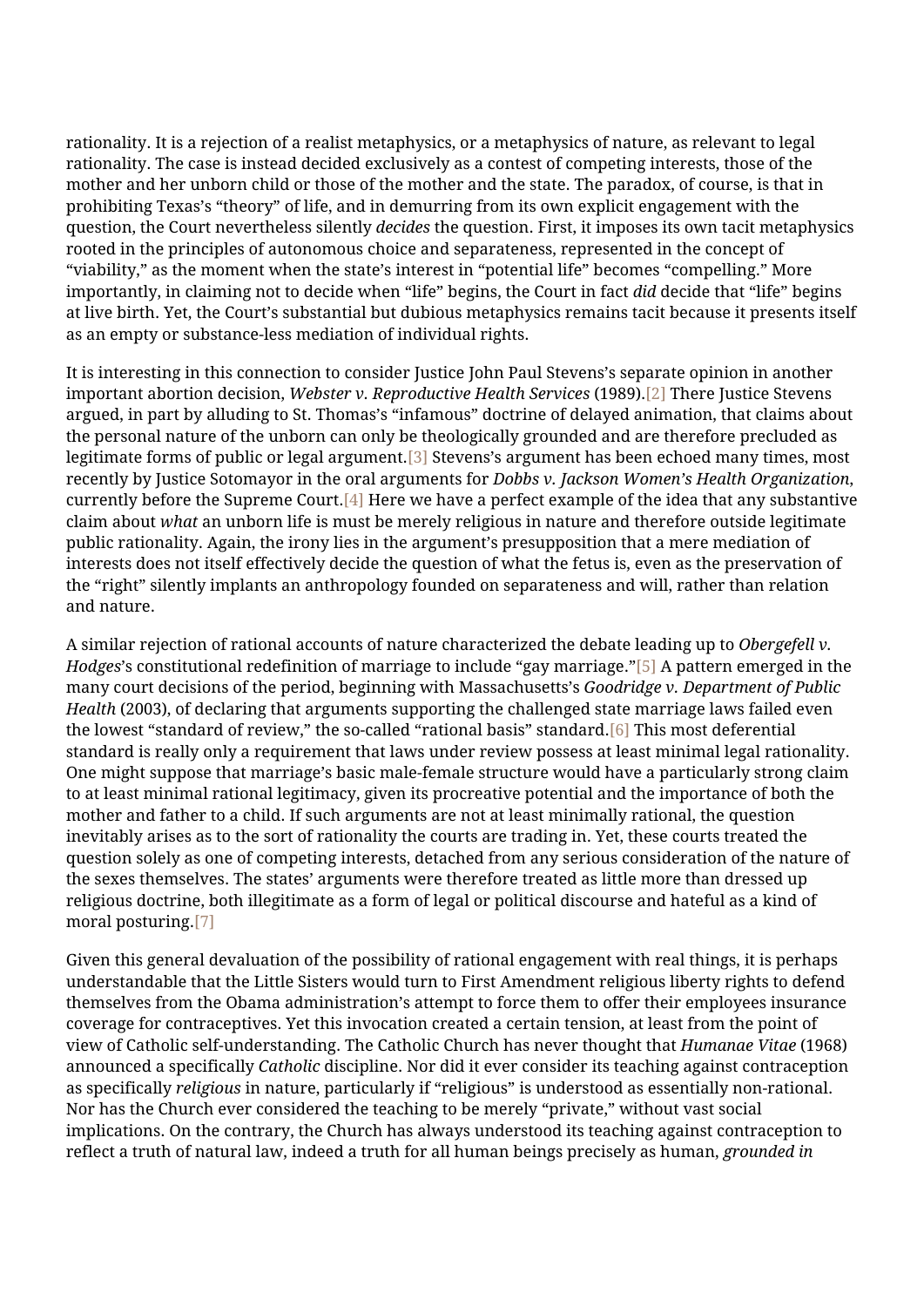rationality. It is a rejection of a realist metaphysics, or a metaphysics of nature, as relevant to legal rationality. The case is instead decided exclusively as a contest of competing interests, those of the mother and her unborn child or those of the mother and the state. The paradox, of course, is that in prohibiting Texas's "theory" of life, and in demurring from its own explicit engagement with the question, the Court nevertheless silently *decides* the question. First, it imposes its own tacit metaphysics rooted in the principles of autonomous choice and separateness, represented in the concept of "viability," as the moment when the state's interest in "potential life" becomes "compelling." More importantly, in claiming not to decide when "life" begins, the Court in fact *did* decide that "life" begins at live birth. Yet, the Court's substantial but dubious metaphysics remains tacit because it presents itself as an empty or substance-less mediation of individual rights.

It is interesting in this connection to consider Justice John Paul Stevens's separate opinion in another important abortion decision, *Webster v. Reproductive Health Services* (1989).[2] There Justice Stevens argued, in part by alluding to St. Thomas's "infamous" doctrine of delayed animation, that claims about the personal nature of the unborn can only be theologically grounded and are therefore precluded as legitimate forms of public or legal argument.[3] Stevens's argument has been echoed many times, most recently by Justice Sotomayor in the oral arguments for *Dobbs v. Jackson Women's Health Organization*, currently before the Supreme Court.[4] Here we have a perfect example of the idea that any substantive claim about *what* an unborn life is must be merely religious in nature and therefore outside legitimate public rationality. Again, the irony lies in the argument's presupposition that a mere mediation of interests does not itself effectively decide the question of what the fetus is, even as the preservation of the "right" silently implants an anthropology founded on separateness and will, rather than relation and nature.

A similar rejection of rational accounts of nature characterized the debate leading up to *Obergefell v. Hodges*'s constitutional redefinition of marriage to include "gay marriage."[5] A pattern emerged in the many court decisions of the period, beginning with Massachusetts's *Goodridge v. Department of Public Health* (2003), of declaring that arguments supporting the challenged state marriage laws failed even the lowest "standard of review," the so-called "rational basis" standard.[6] This most deferential standard is really only a requirement that laws under review possess at least minimal legal rationality. One might suppose that marriage's basic male-female structure would have a particularly strong claim to at least minimal rational legitimacy, given its procreative potential and the importance of both the mother and father to a child. If such arguments are not at least minimally rational, the question inevitably arises as to the sort of rationality the courts are trading in. Yet, these courts treated the question solely as one of competing interests, detached from any serious consideration of the nature of the sexes themselves. The states' arguments were therefore treated as little more than dressed up religious doctrine, both illegitimate as a form of legal or political discourse and hateful as a kind of moral posturing.[7]

Given this general devaluation of the possibility of rational engagement with real things, it is perhaps understandable that the Little Sisters would turn to First Amendment religious liberty rights to defend themselves from the Obama administration's attempt to force them to offer their employees insurance coverage for contraceptives. Yet this invocation created a certain tension, at least from the point of view of Catholic self-understanding. The Catholic Church has never thought that *Humanae Vitae* (1968) announced a specifically *Catholic* discipline. Nor did it ever consider its teaching against contraception as specifically *religious* in nature, particularly if "religious" is understood as essentially non-rational. Nor has the Church ever considered the teaching to be merely "private," without vast social implications. On the contrary, the Church has always understood its teaching against contraception to reflect a truth of natural law, indeed a truth for all human beings precisely as human, *grounded in*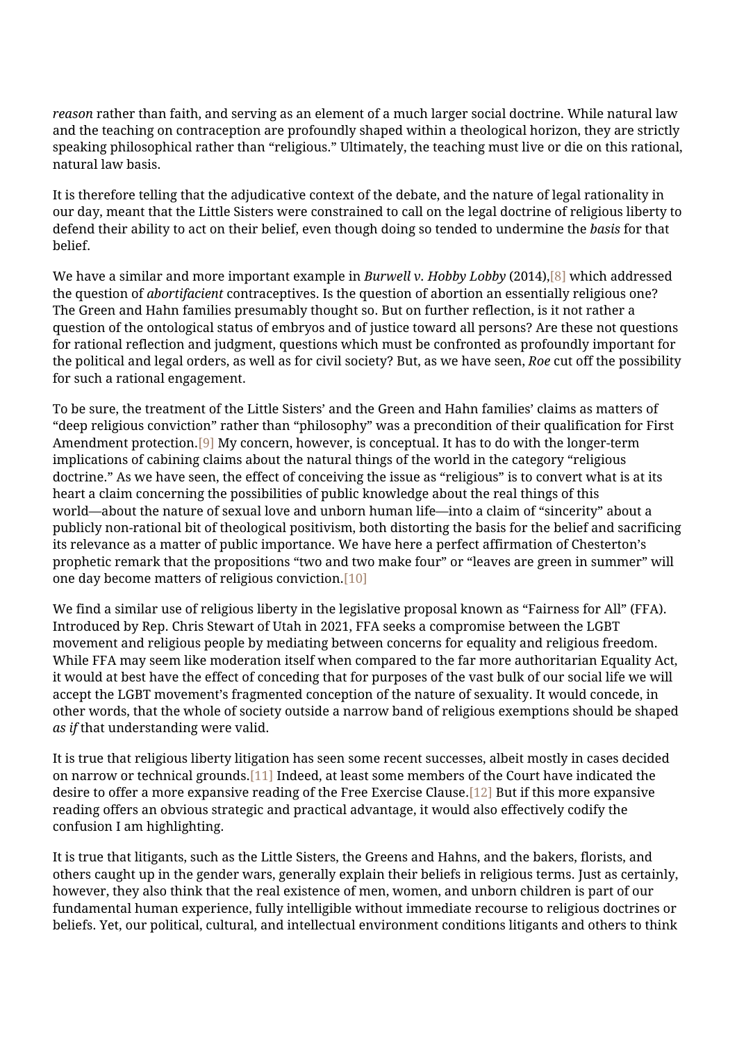*reason* rather than faith, and serving as an element of a much larger social doctrine. While natural law and the teaching on contraception are profoundly shaped within a theological horizon, they are strictly speaking philosophical rather than "religious." Ultimately, the teaching must live or die on this rational, natural law basis.

It is therefore telling that the adjudicative context of the debate, and the nature of legal rationality in our day, meant that the Little Sisters were constrained to call on the legal doctrine of religious liberty to defend their ability to act on their belief, even though doing so tended to undermine the *basis* for that belief.

We have a similar and more important example in *Burwell v. Hobby Lobby* (2014),[8] which addressed the question of *abortifacient* contraceptives. Is the question of abortion an essentially religious one? The Green and Hahn families presumably thought so. But on further reflection, is it not rather a question of the ontological status of embryos and of justice toward all persons? Are these not questions for rational reflection and judgment, questions which must be confronted as profoundly important for the political and legal orders, as well as for civil society? But, as we have seen, *Roe* cut off the possibility for such a rational engagement.

To be sure, the treatment of the Little Sisters' and the Green and Hahn families' claims as matters of "deep religious conviction" rather than "philosophy" was a precondition of their qualification for First Amendment protection.[9] My concern, however, is conceptual. It has to do with the longer-term implications of cabining claims about the natural things of the world in the category "religious doctrine." As we have seen, the effect of conceiving the issue as "religious" is to convert what is at its heart a claim concerning the possibilities of public knowledge about the real things of this world—about the nature of sexual love and unborn human life—into a claim of "sincerity" about a publicly non-rational bit of theological positivism, both distorting the basis for the belief and sacrificing its relevance as a matter of public importance. We have here a perfect affirmation of Chesterton's prophetic remark that the propositions "two and two make four" or "leaves are green in summer" will one day become matters of religious conviction.[10]

We find a similar use of religious liberty in the legislative proposal known as "Fairness for All" (FFA). Introduced by Rep. Chris Stewart of Utah in 2021, FFA seeks a compromise between the LGBT movement and religious people by mediating between concerns for equality and religious freedom. While FFA may seem like moderation itself when compared to the far more authoritarian Equality Act, it would at best have the effect of conceding that for purposes of the vast bulk of our social life we will accept the LGBT movement's fragmented conception of the nature of sexuality. It would concede, in other words, that the whole of society outside a narrow band of religious exemptions should be shaped *as if* that understanding were valid.

It is true that religious liberty litigation has seen some recent successes, albeit mostly in cases decided on narrow or technical grounds.[11] Indeed, at least some members of the Court have indicated the desire to offer a more expansive reading of the Free Exercise Clause.[12] But if this more expansive reading offers an obvious strategic and practical advantage, it would also effectively codify the confusion I am highlighting.

It is true that litigants, such as the Little Sisters, the Greens and Hahns, and the bakers, florists, and others caught up in the gender wars, generally explain their beliefs in religious terms. Just as certainly, however, they also think that the real existence of men, women, and unborn children is part of our fundamental human experience, fully intelligible without immediate recourse to religious doctrines or beliefs. Yet, our political, cultural, and intellectual environment conditions litigants and others to think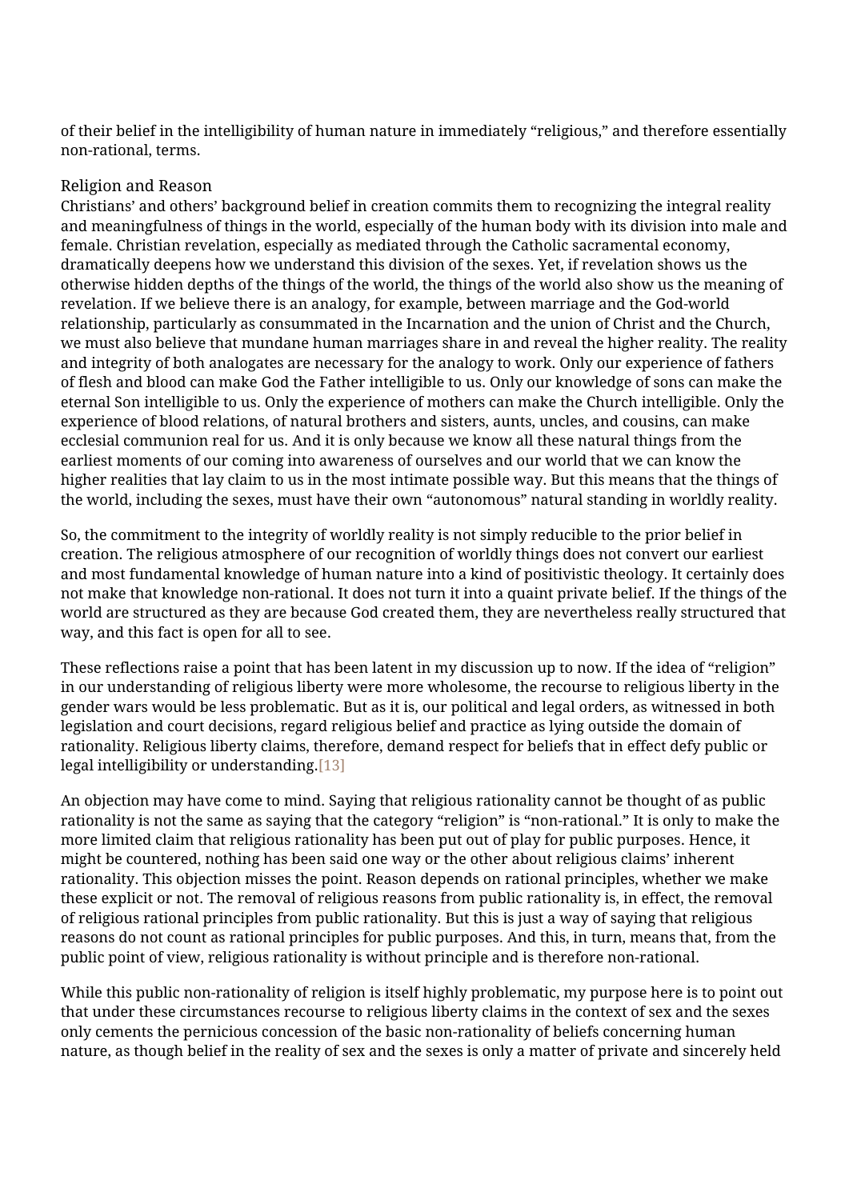of their belief in the intelligibility of human nature in immediately "religious," and therefore essentially non-rational, terms.

## Religion and Reason

Christians' and others' background belief in creation commits them to recognizing the integral reality and meaningfulness of things in the world, especially of the human body with its division into male and female. Christian revelation, especially as mediated through the Catholic sacramental economy, dramatically deepens how we understand this division of the sexes. Yet, if revelation shows us the otherwise hidden depths of the things of the world, the things of the world also show us the meaning of revelation. If we believe there is an analogy, for example, between marriage and the God-world relationship, particularly as consummated in the Incarnation and the union of Christ and the Church, we must also believe that mundane human marriages share in and reveal the higher reality. The reality and integrity of both analogates are necessary for the analogy to work. Only our experience of fathers of flesh and blood can make God the Father intelligible to us. Only our knowledge of sons can make the eternal Son intelligible to us. Only the experience of mothers can make the Church intelligible. Only the experience of blood relations, of natural brothers and sisters, aunts, uncles, and cousins, can make ecclesial communion real for us. And it is only because we know all these natural things from the earliest moments of our coming into awareness of ourselves and our world that we can know the higher realities that lay claim to us in the most intimate possible way. But this means that the things of the world, including the sexes, must have their own "autonomous" natural standing in worldly reality.

So, the commitment to the integrity of worldly reality is not simply reducible to the prior belief in creation. The religious atmosphere of our recognition of worldly things does not convert our earliest and most fundamental knowledge of human nature into a kind of positivistic theology. It certainly does not make that knowledge non-rational. It does not turn it into a quaint private belief. If the things of the world are structured as they are because God created them, they are nevertheless really structured that way, and this fact is open for all to see.

These reflections raise a point that has been latent in my discussion up to now. If the idea of "religion" in our understanding of religious liberty were more wholesome, the recourse to religious liberty in the gender wars would be less problematic. But as it is, our political and legal orders, as witnessed in both legislation and court decisions, regard religious belief and practice as lying outside the domain of rationality. Religious liberty claims, therefore, demand respect for beliefs that in effect defy public or legal intelligibility or understanding.[13]

An objection may have come to mind. Saying that religious rationality cannot be thought of as public rationality is not the same as saying that the category "religion" is "non-rational." It is only to make the more limited claim that religious rationality has been put out of play for public purposes. Hence, it might be countered, nothing has been said one way or the other about religious claims' inherent rationality. This objection misses the point. Reason depends on rational principles, whether we make these explicit or not. The removal of religious reasons from public rationality is, in effect, the removal of religious rational principles from public rationality. But this is just a way of saying that religious reasons do not count as rational principles for public purposes. And this, in turn, means that, from the public point of view, religious rationality is without principle and is therefore non-rational.

While this public non-rationality of religion is itself highly problematic, my purpose here is to point out that under these circumstances recourse to religious liberty claims in the context of sex and the sexes only cements the pernicious concession of the basic non-rationality of beliefs concerning human nature, as though belief in the reality of sex and the sexes is only a matter of private and sincerely held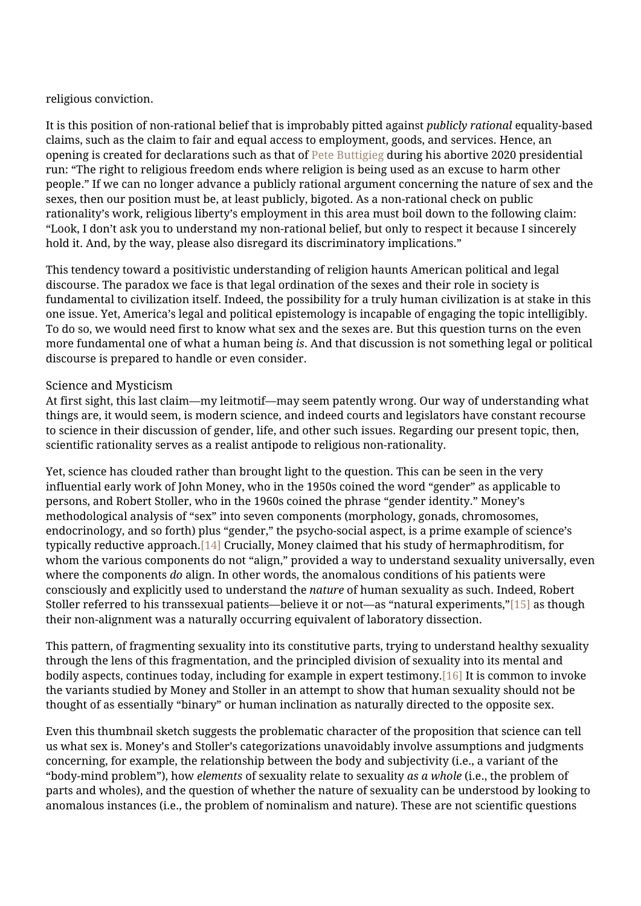religious conviction.

It is this position of non-rational belief that is improbably pitted against *publicly rational* equality-based claims, such as the claim to fair and equal access to employment, goods, and services. Hence, an opening is created for declarations such as that of Pete Buttigieg during his abortive 2020 presidential run: "The right to religious freedom ends where religion is being used as an excuse to harm other people." If we can no longer advance a publicly rational argument concerning the nature of sex and the sexes, then our position must be, at least publicly, bigoted. As a non-rational check on public rationality's work, religious liberty's employment in this area must boil down to the following claim: "Look, I don't ask you to understand my non-rational belief, but only to respect it because I sincerely hold it. And, by the way, please also disregard its discriminatory implications."

This tendency toward a positivistic understanding of religion haunts American political and legal discourse. The paradox we face is that legal ordination of the sexes and their role in society is fundamental to civilization itself. Indeed, the possibility for a truly human civilization is at stake in this one issue. Yet, America's legal and political epistemology is incapable of engaging the topic intelligibly. To do so, we would need first to know what sex and the sexes are. But this question turns on the even more fundamental one of what a human being *is*. And that discussion is not something legal or political discourse is prepared to handle or even consider.

## Science and Mysticism

At first sight, this last claim—my leitmotif—may seem patently wrong. Our way of understanding what things are, it would seem, is modern science, and indeed courts and legislators have constant recourse to science in their discussion of gender, life, and other such issues. Regarding our present topic, then, scientific rationality serves as a realist antipode to religious non-rationality.

Yet, science has clouded rather than brought light to the question. This can be seen in the very influential early work of John Money, who in the 1950s coined the word "gender" as applicable to persons, and Robert Stoller, who in the 1960s coined the phrase "gender identity." Money's methodological analysis of "sex" into seven components (morphology, gonads, chromosomes, endocrinology, and so forth) plus "gender," the psycho-social aspect, is a prime example of science's typically reductive approach.[14] Crucially, Money claimed that his study of hermaphroditism, for whom the various components do not "align," provided a way to understand sexuality universally, even where the components *do* align. In other words, the anomalous conditions of his patients were consciously and explicitly used to understand the *nature* of human sexuality as such. Indeed, Robert Stoller referred to his transsexual patients—believe it or not—as "natural experiments,"[15] as though their non-alignment was a naturally occurring equivalent of laboratory dissection.

This pattern, of fragmenting sexuality into its constitutive parts, trying to understand healthy sexuality through the lens of this fragmentation, and the principled division of sexuality into its mental and bodily aspects, continues today, including for example in expert testimony.[16] It is common to invoke the variants studied by Money and Stoller in an attempt to show that human sexuality should not be thought of as essentially "binary" or human inclination as naturally directed to the opposite sex.

Even this thumbnail sketch suggests the problematic character of the proposition that science can tell us what sex is. Money's and Stoller's categorizations unavoidably involve assumptions and judgments concerning, for example, the relationship between the body and subjectivity (i.e., a variant of the "body-mind problem"), how *elements* of sexuality relate to sexuality *as a whole* (i.e., the problem of parts and wholes), and the question of whether the nature of sexuality can be understood by looking to anomalous instances (i.e., the problem of nominalism and nature). These are not scientific questions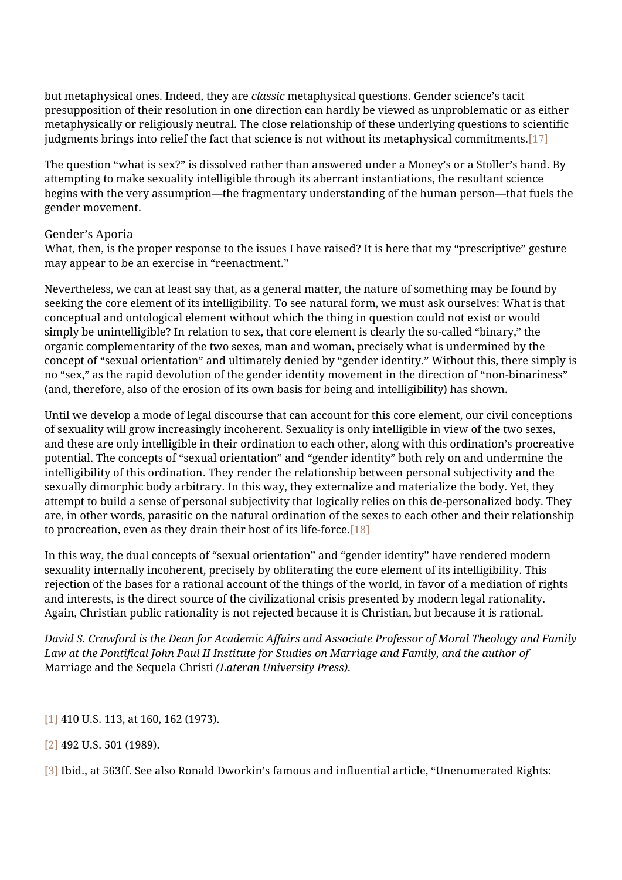but metaphysical ones. Indeed, they are *classic* metaphysical questions. Gender science's tacit presupposition of their resolution in one direction can hardly be viewed as unproblematic or as either metaphysically or religiously neutral. The close relationship of these underlying questions to scientific judgments brings into relief the fact that science is not without its metaphysical commitments.[17]

The question "what is sex?" is dissolved rather than answered under a Money's or a Stoller's hand. By attempting to make sexuality intelligible through its aberrant instantiations, the resultant science begins with the very assumption—the fragmentary understanding of the human person—that fuels the gender movement.

## Gender's Aporia

What, then, is the proper response to the issues I have raised? It is here that my "prescriptive" gesture may appear to be an exercise in "reenactment."

Nevertheless, we can at least say that, as a general matter, the nature of something may be found by seeking the core element of its intelligibility. To see natural form, we must ask ourselves: What is that conceptual and ontological element without which the thing in question could not exist or would simply be unintelligible? In relation to sex, that core element is clearly the so-called "binary," the organic complementarity of the two sexes, man and woman, precisely what is undermined by the concept of "sexual orientation" and ultimately denied by "gender identity." Without this, there simply is no "sex," as the rapid devolution of the gender identity movement in the direction of "non-binariness" (and, therefore, also of the erosion of its own basis for being and intelligibility) has shown.

Until we develop a mode of legal discourse that can account for this core element, our civil conceptions of sexuality will grow increasingly incoherent. Sexuality is only intelligible in view of the two sexes, and these are only intelligible in their ordination to each other, along with this ordination's procreative potential. The concepts of "sexual orientation" and "gender identity" both rely on and undermine the intelligibility of this ordination. They render the relationship between personal subjectivity and the sexually dimorphic body arbitrary. In this way, they externalize and materialize the body. Yet, they attempt to build a sense of personal subjectivity that logically relies on this de-personalized body. They are, in other words, parasitic on the natural ordination of the sexes to each other and their relationship to procreation, even as they drain their host of its life-force.[18]

In this way, the dual concepts of "sexual orientation" and "gender identity" have rendered modern sexuality internally incoherent, precisely by obliterating the core element of its intelligibility. This rejection of the bases for a rational account of the things of the world, in favor of a mediation of rights and interests, is the direct source of the civilizational crisis presented by modern legal rationality. Again, Christian public rationality is not rejected because it is Christian, but because it is rational.

*David S. Crawford is the Dean for Academic Affairs and Associate Professor of Moral Theology and Family Law at the Pontifical John Paul II Institute for Studies on Marriage and Family, and the author of* Marriage and the Sequela Christi *(Lateran University Press).*

[1] 410 U.S. 113, at 160, 162 (1973).

[2] 492 U.S. 501 (1989).

[3] Ibid., at 563ff. See also Ronald Dworkin's famous and influential article, "Unenumerated Rights: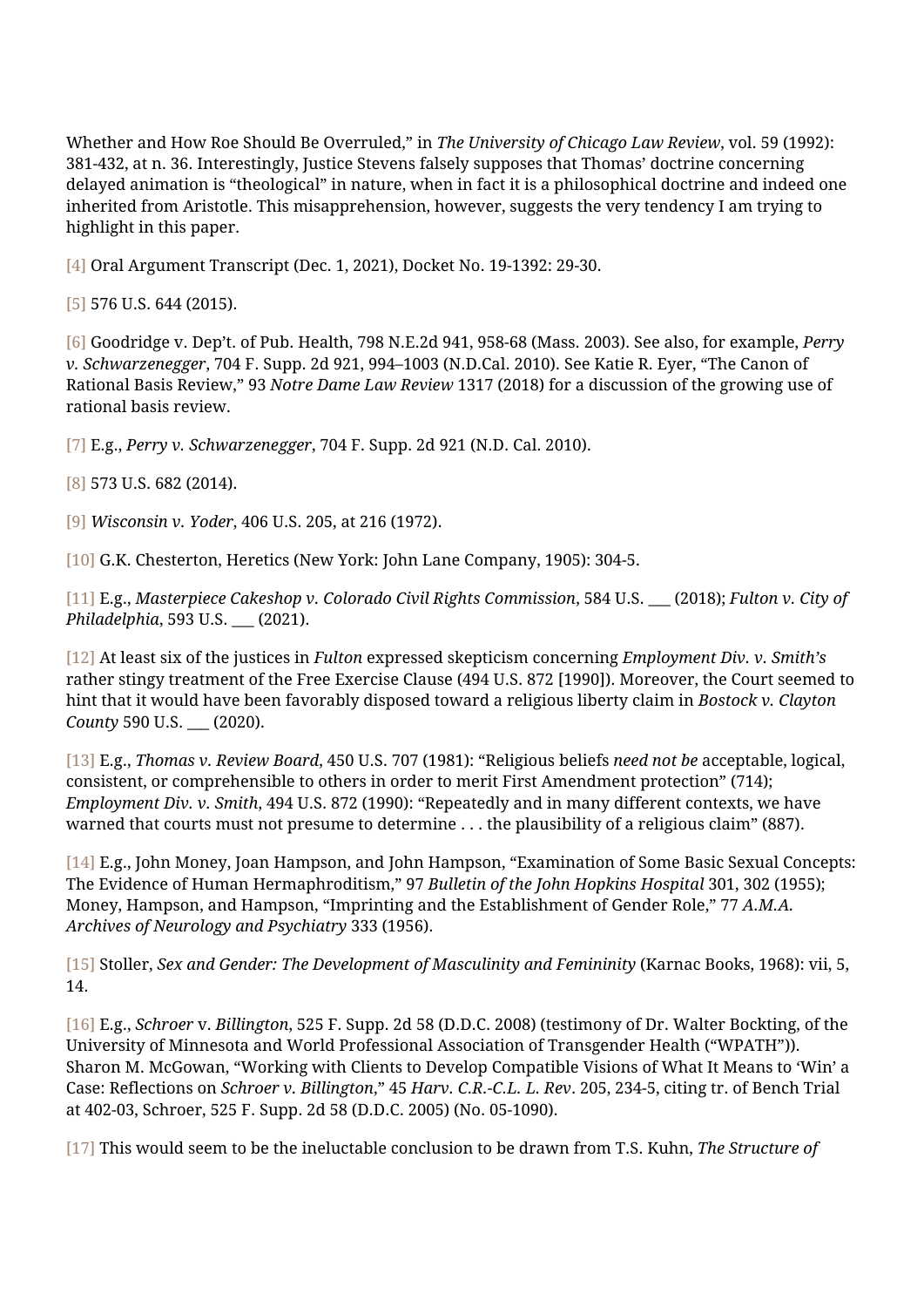Whether and How Roe Should Be Overruled," in *The University of Chicago Law Review*, vol. 59 (1992): 381-432, at n. 36. Interestingly, Justice Stevens falsely supposes that Thomas' doctrine concerning delayed animation is "theological" in nature, when in fact it is a philosophical doctrine and indeed one inherited from Aristotle. This misapprehension, however, suggests the very tendency I am trying to highlight in this paper.

[4] Oral Argument Transcript (Dec. 1, 2021), Docket No. 19-1392: 29-30.

[5] 576 U.S. 644 (2015).

[6] Goodridge v. Dep't. of Pub. Health, 798 N.E.2d 941, 958-68 (Mass. 2003). See also, for example, *Perry v. Schwarzenegger*, 704 F. Supp. 2d 921, 994–1003 (N.D.Cal. 2010). See Katie R. Eyer, "The Canon of Rational Basis Review," 93 *Notre Dame Law Review* 1317 (2018) for a discussion of the growing use of rational basis review.

[7] E.g., *Perry v. Schwarzenegger*, 704 F. Supp. 2d 921 (N.D. Cal. 2010).

[8] 573 U.S. 682 (2014).

[9] *Wisconsin v. Yoder*, 406 U.S. 205, at 216 (1972).

[10] G.K. Chesterton, Heretics (New York: John Lane Company, 1905): 304-5.

[11] E.g., *Masterpiece Cakeshop v. Colorado Civil Rights Commission*, 584 U.S. ___ (2018); *Fulton v. City of Philadelphia*, 593 U.S. ___ (2021).

[12] At least six of the justices in *Fulton* expressed skepticism concerning *Employment Div. v. Smith's* rather stingy treatment of the Free Exercise Clause (494 U.S. 872 [1990]). Moreover, the Court seemed to hint that it would have been favorably disposed toward a religious liberty claim in *Bostock v. Clayton County* 590 U.S. ___ (2020).

[13] E.g., *Thomas v. Review Board*, 450 U.S. 707 (1981): "Religious beliefs *need not be* acceptable, logical, consistent, or comprehensible to others in order to merit First Amendment protection" (714); *Employment Div. v. Smith*, 494 U.S. 872 (1990): "Repeatedly and in many different contexts, we have warned that courts must not presume to determine . . . the plausibility of a religious claim" (887).

[14] E.g., John Money, Joan Hampson, and John Hampson, "Examination of Some Basic Sexual Concepts: The Evidence of Human Hermaphroditism," 97 *Bulletin of the John Hopkins Hospital* 301, 302 (1955); Money, Hampson, and Hampson, "Imprinting and the Establishment of Gender Role," 77 *A.M.A. Archives of Neurology and Psychiatry* 333 (1956).

[15] Stoller, *Sex and Gender: The Development of Masculinity and Femininity* (Karnac Books, 1968): vii, 5, 14.

[16] E.g., *Schroer* v. *Billington*, 525 F. Supp. 2d 58 (D.D.C. 2008) (testimony of Dr. Walter Bockting, of the University of Minnesota and World Professional Association of Transgender Health ("WPATH")). Sharon M. McGowan, "Working with Clients to Develop Compatible Visions of What It Means to 'Win' a Case: Reflections on *Schroer v. Billington*," 45 *Harv. C.R.-C.L. L. Rev*. 205, 234-5, citing tr. of Bench Trial at 402-03, Schroer, 525 F. Supp. 2d 58 (D.D.C. 2005) (No. 05-1090).

[17] This would seem to be the ineluctable conclusion to be drawn from T.S. Kuhn, *The Structure of*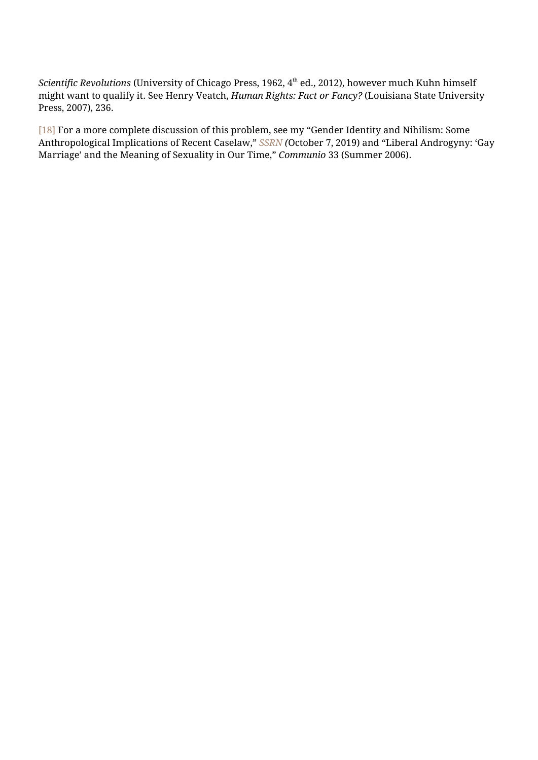*Scientific Revolutions* (University of Chicago Press, 1962, 4th ed., 2012), however much Kuhn himself might want to qualify it. See Henry Veatch, *Human Rights: Fact or Fancy?* (Louisiana State University Press, 2007), 236.

[18] For a more complete discussion of this problem, see my “Gender Identity and Nihilism: Some Anthropological Implications of Recent Caselaw,” *SSRN (*October 7, 2019) and “Liberal Androgyny: ‘Gay Marriage’ and the Meaning of Sexuality in Our Time,” *Communio* 33 (Summer 2006).